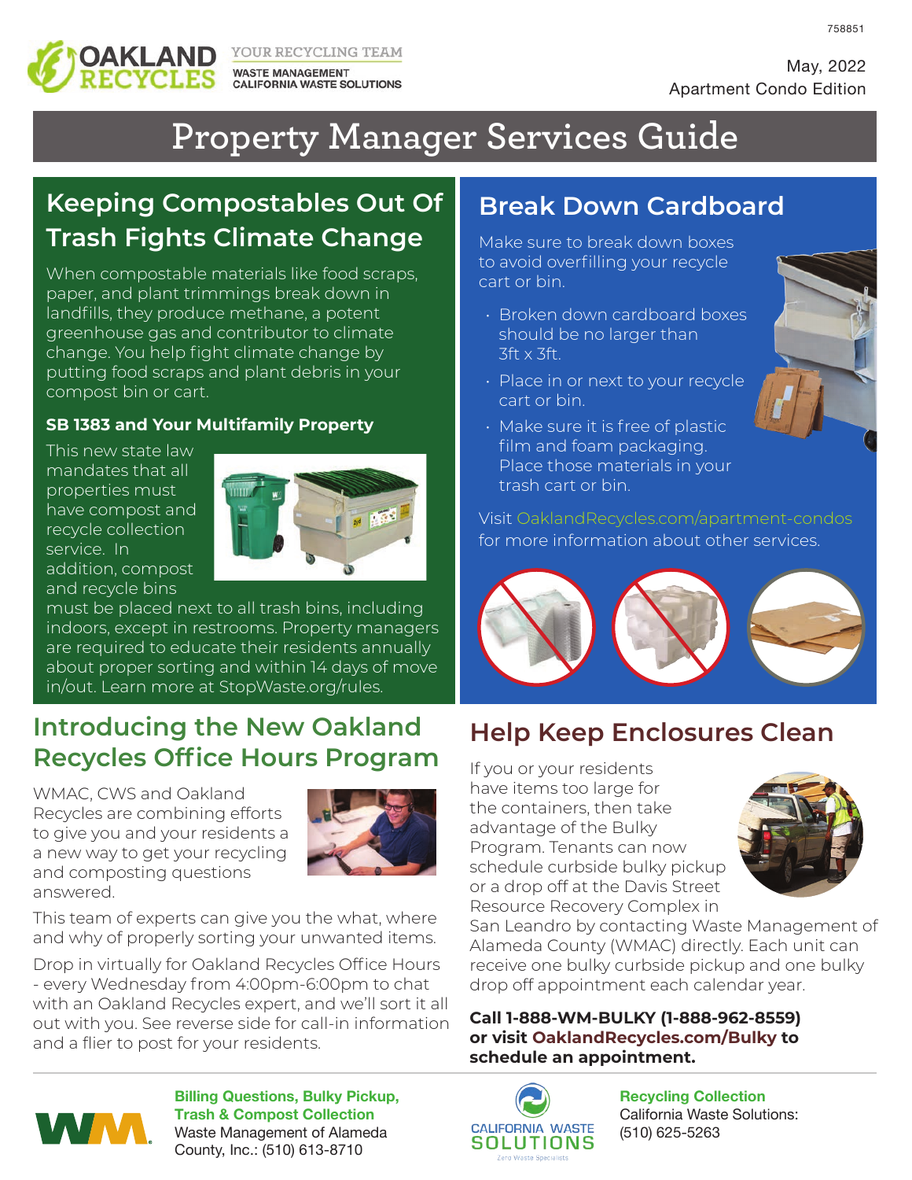758851

**OAKLAND RECYCLES** — YOUR RECYCLING TEAM: WASTE MANAGEMENT, CALIFORNIA WASTE SOLUTIONS

May, 2022
Apartment Condo Edition

# Property Manager Services Guide

## Keeping Compostables Out Of Trash Fights Climate Change

When compostable materials like food scraps, paper, and plant trimmings break down in landfills, they produce methane, a potent greenhouse gas and contributor to climate change. You help fight climate change by putting food scraps and plant debris in your compost bin or cart.

### SB 1383 and Your Multifamily Property

This new state law mandates that all properties must have compost and recycle collection service. In addition, compost and recycle bins must be placed next to all trash bins, including indoors, except in restrooms. Property managers are required to educate their residents annually about proper sorting and within 14 days of move in/out. Learn more at StopWaste.org/rules.

## Break Down Cardboard

Make sure to break down boxes to avoid overfilling your recycle cart or bin.

- Broken down cardboard boxes should be no larger than 3ft x 3ft.
- Place in or next to your recycle cart or bin.
- Make sure it is free of plastic film and foam packaging. Place those materials in your trash cart or bin.

Visit OaklandRecycles.com/apartment-condos for more information about other services.

## Introducing the New Oakland Recycles Office Hours Program

WMAC, CWS and Oakland Recycles are combining efforts to give you and your residents a a new way to get your recycling and composting questions answered.

This team of experts can give you the what, where and why of properly sorting your unwanted items.

Drop in virtually for Oakland Recycles Office Hours - every Wednesday from 4:00pm-6:00pm to chat with an Oakland Recycles expert, and we'll sort it all out with you. See reverse side for call-in information and a flier to post for your residents.

## Help Keep Enclosures Clean

If you or your residents have items too large for the containers, then take advantage of the Bulky Program. Tenants can now schedule curbside bulky pickup or a drop off at the Davis Street Resource Recovery Complex in San Leandro by contacting Waste Management of Alameda County (WMAC) directly. Each unit can receive one bulky curbside pickup and one bulky drop off appointment each calendar year.

**Call 1-888-WM-BULKY (1-888-962-8559) or visit OaklandRecycles.com/Bulky to schedule an appointment.**

**Billing Questions, Bulky Pickup, Trash & Compost Collection**
Waste Management of Alameda County, Inc.: (510) 613-8710

**Recycling Collection**
California Waste Solutions: (510) 625-5263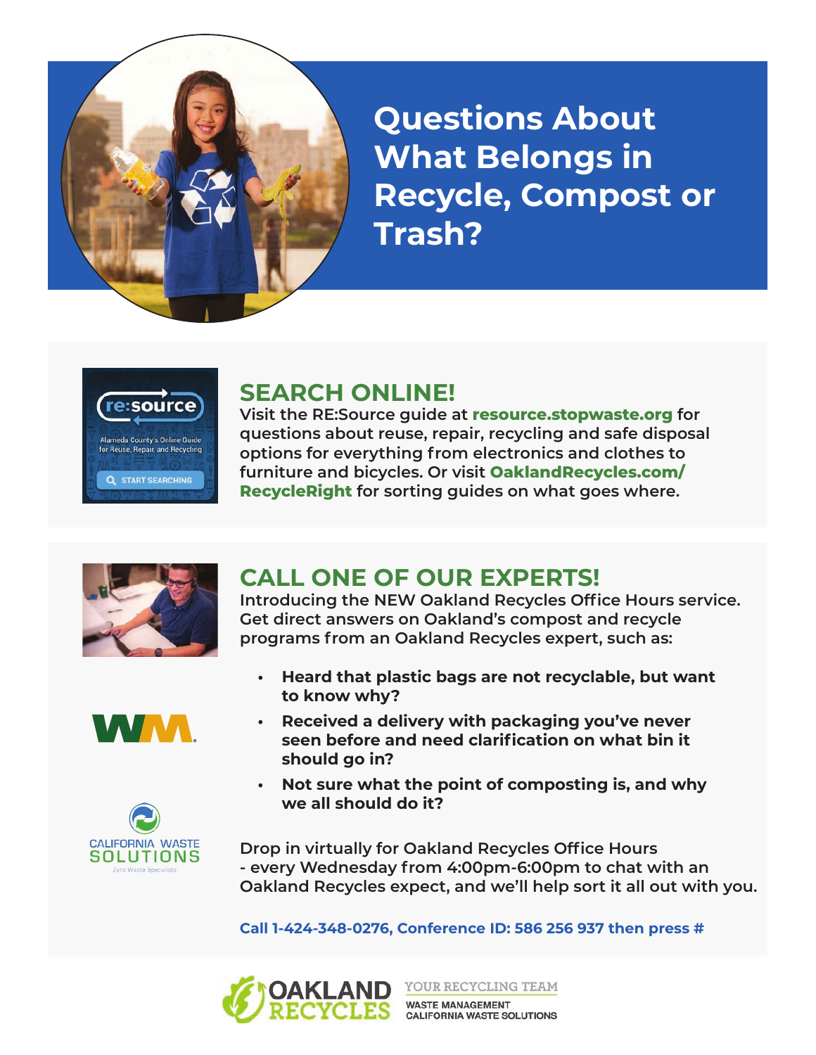# Questions About What Belongs in Recycle, Compost or Trash?

re:source

Alameda County's Online Guide for Reuse, Repair, and Recycling

START SEARCHING

## SEARCH ONLINE!

Visit the RE:Source guide at **resource.stopwaste.org** for questions about reuse, repair, recycling and safe disposal options for everything from electronics and clothes to furniture and bicycles. Or visit **OaklandRecycles.com/RecycleRight** for sorting guides on what goes where.

## CALL ONE OF OUR EXPERTS!

Introducing the NEW Oakland Recycles Office Hours service. Get direct answers on Oakland's compost and recycle programs from an Oakland Recycles expert, such as:

- **Heard that plastic bags are not recyclable, but want to know why?**
- **Received a delivery with packaging you've never seen before and need clarification on what bin it should go in?**
- **Not sure what the point of composting is, and why we all should do it?**

Drop in virtually for Oakland Recycles Office Hours - every Wednesday from 4:00pm-6:00pm to chat with an Oakland Recycles expect, and we'll help sort it all out with you.

**Call 1-424-348-0276, Conference ID: 586 256 937 then press #**

WM

CALIFORNIA WASTE SOLUTIONS
Zero Waste Specialists

OAKLAND RECYCLES

YOUR RECYCLING TEAM
WASTE MANAGEMENT
CALIFORNIA WASTE SOLUTIONS